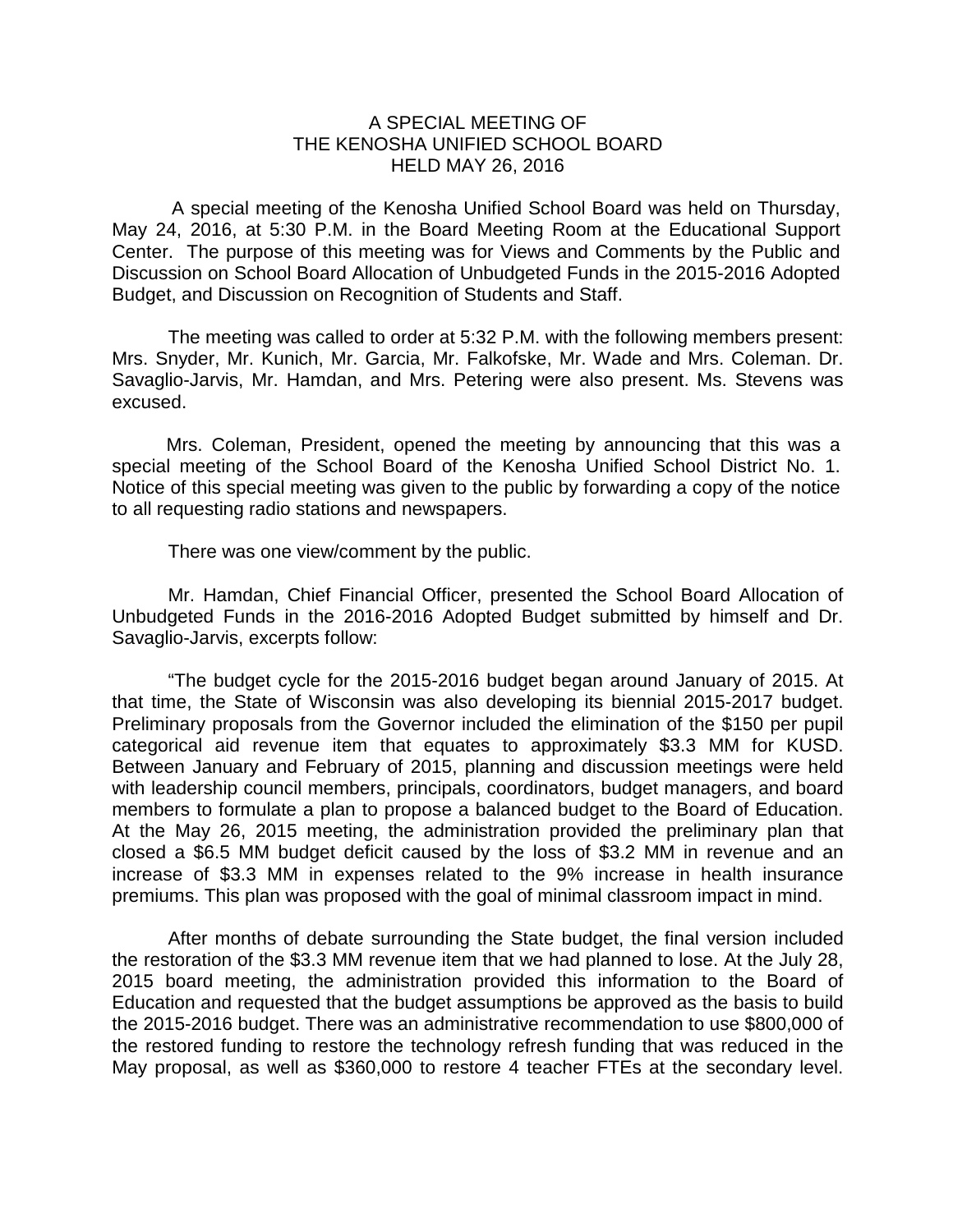# A SPECIAL MEETING OF THE KENOSHA UNIFIED SCHOOL BOARD HELD MAY 26, 2016

A special meeting of the Kenosha Unified School Board was held on Thursday, May 24, 2016, at 5:30 P.M. in the Board Meeting Room at the Educational Support Center. The purpose of this meeting was for Views and Comments by the Public and Discussion on School Board Allocation of Unbudgeted Funds in the 2015-2016 Adopted Budget, and Discussion on Recognition of Students and Staff.

The meeting was called to order at 5:32 P.M. with the following members present: Mrs. Snyder, Mr. Kunich, Mr. Garcia, Mr. Falkofske, Mr. Wade and Mrs. Coleman. Dr. Savaglio-Jarvis, Mr. Hamdan, and Mrs. Petering were also present. Ms. Stevens was excused.

Mrs. Coleman, President, opened the meeting by announcing that this was a special meeting of the School Board of the Kenosha Unified School District No. 1. Notice of this special meeting was given to the public by forwarding a copy of the notice to all requesting radio stations and newspapers.

There was one view/comment by the public.

Mr. Hamdan, Chief Financial Officer, presented the School Board Allocation of Unbudgeted Funds in the 2016-2016 Adopted Budget submitted by himself and Dr. Savaglio-Jarvis, excerpts follow:

"The budget cycle for the 2015-2016 budget began around January of 2015. At that time, the State of Wisconsin was also developing its biennial 2015-2017 budget. Preliminary proposals from the Governor included the elimination of the $150 per pupil categorical aid revenue item that equates to approximately $3.3 MM for KUSD. Between January and February of 2015, planning and discussion meetings were held with leadership council members, principals, coordinators, budget managers, and board members to formulate a plan to propose a balanced budget to the Board of Education. At the May 26, 2015 meeting, the administration provided the preliminary plan that closed a $6.5 MM budget deficit caused by the loss of $3.2 MM in revenue and an increase of $3.3 MM in expenses related to the 9% increase in health insurance premiums. This plan was proposed with the goal of minimal classroom impact in mind.

After months of debate surrounding the State budget, the final version included the restoration of the $3.3 MM revenue item that we had planned to lose. At the July 28, 2015 board meeting, the administration provided this information to the Board of Education and requested that the budget assumptions be approved as the basis to build the 2015-2016 budget. There was an administrative recommendation to use $800,000 of the restored funding to restore the technology refresh funding that was reduced in the May proposal, as well as $360,000 to restore 4 teacher FTEs at the secondary level.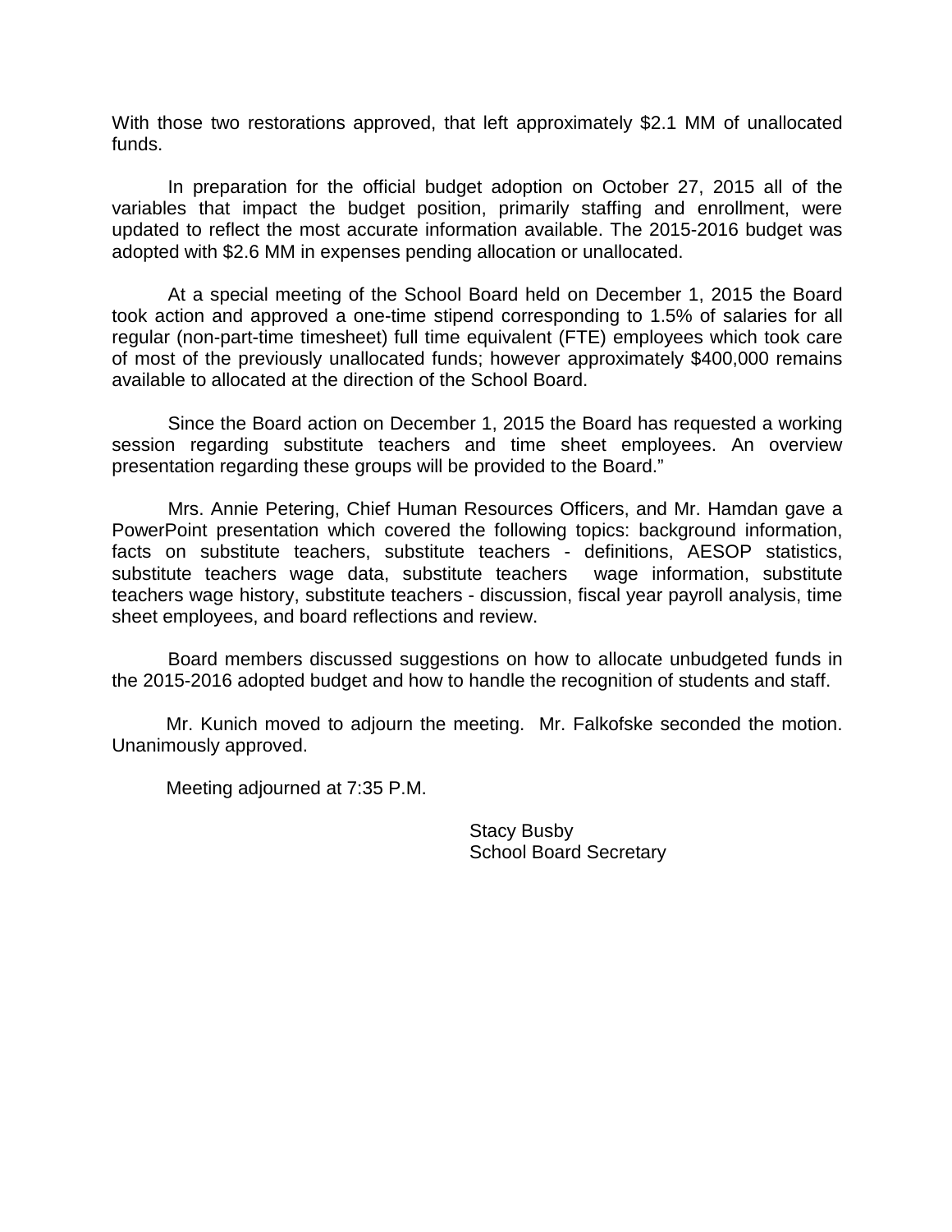With those two restorations approved, that left approximately $2.1 MM of unallocated funds.

In preparation for the official budget adoption on October 27, 2015 all of the variables that impact the budget position, primarily staffing and enrollment, were updated to reflect the most accurate information available. The 2015-2016 budget was adopted with $2.6 MM in expenses pending allocation or unallocated.

At a special meeting of the School Board held on December 1, 2015 the Board took action and approved a one-time stipend corresponding to 1.5% of salaries for all regular (non-part-time timesheet) full time equivalent (FTE) employees which took care of most of the previously unallocated funds; however approximately $400,000 remains available to allocated at the direction of the School Board.

Since the Board action on December 1, 2015 the Board has requested a working session regarding substitute teachers and time sheet employees. An overview presentation regarding these groups will be provided to the Board."

Mrs. Annie Petering, Chief Human Resources Officers, and Mr. Hamdan gave a PowerPoint presentation which covered the following topics: background information, facts on substitute teachers, substitute teachers - definitions, AESOP statistics, substitute teachers wage data, substitute teachers wage information, substitute teachers wage history, substitute teachers - discussion, fiscal year payroll analysis, time sheet employees, and board reflections and review.

Board members discussed suggestions on how to allocate unbudgeted funds in the 2015-2016 adopted budget and how to handle the recognition of students and staff.

Mr. Kunich moved to adjourn the meeting. Mr. Falkofske seconded the motion. Unanimously approved.

Meeting adjourned at 7:35 P.M.

Stacy Busby
School Board Secretary